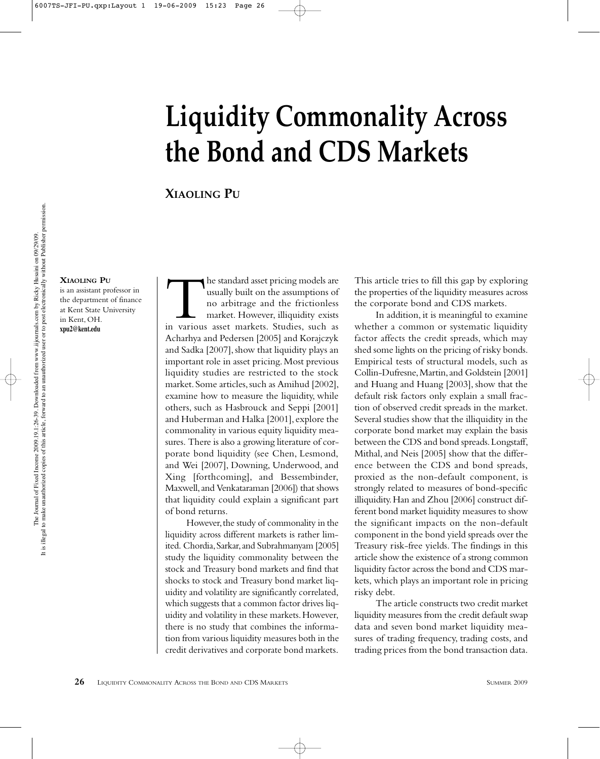# Liquidity Commonality Across the Bond and CDS Markets

**Xiaoling Pu**

**Xiaoling Pu** is an assistant professor in the department of finance at Kent State University in Kent, OH.
**xpu2@kent.edu**

The standard asset pricing models are usually built on the assumptions of no arbitrage and the frictionless market. However, illiquidity exists in various asset markets. Studies, such as Acharhya and Pedersen [2005] and Korajczyk and Sadka [2007], show that liquidity plays an important role in asset pricing. Most previous liquidity studies are restricted to the stock market. Some articles, such as Amihud [2002], examine how to measure the liquidity, while others, such as Hasbrouck and Seppi [2001] and Huberman and Halka [2001], explore the commonality in various equity liquidity measures. There is also a growing literature of corporate bond liquidity (see Chen, Lesmond, and Wei [2007], Downing, Underwood, and Xing [forthcoming], and Bessembinder, Maxwell, and Venkataraman [2006]) that shows that liquidity could explain a significant part of bond returns.

However, the study of commonality in the liquidity across different markets is rather limited. Chordia, Sarkar, and Subrahmanyam [2005] study the liquidity commonality between the stock and Treasury bond markets and find that shocks to stock and Treasury bond market liquidity and volatility are significantly correlated, which suggests that a common factor drives liquidity and volatility in these markets. However, there is no study that combines the information from various liquidity measures both in the credit derivatives and corporate bond markets. This article tries to fill this gap by exploring the properties of the liquidity measures across the corporate bond and CDS markets.

In addition, it is meaningful to examine whether a common or systematic liquidity factor affects the credit spreads, which may shed some lights on the pricing of risky bonds. Empirical tests of structural models, such as Collin-Dufresne, Martin, and Goldstein [2001] and Huang and Huang [2003], show that the default risk factors only explain a small fraction of observed credit spreads in the market. Several studies show that the illiquidity in the corporate bond market may explain the basis between the CDS and bond spreads. Longstaff, Mithal, and Neis [2005] show that the difference between the CDS and bond spreads, proxied as the non-default component, is strongly related to measures of bond-specific illiquidity. Han and Zhou [2006] construct different bond market liquidity measures to show the significant impacts on the non-default component in the bond yield spreads over the Treasury risk-free yields. The findings in this article show the existence of a strong common liquidity factor across the bond and CDS markets, which plays an important role in pricing risky debt.

The article constructs two credit market liquidity measures from the credit default swap data and seven bond market liquidity measures of trading frequency, trading costs, and trading prices from the bond transaction data.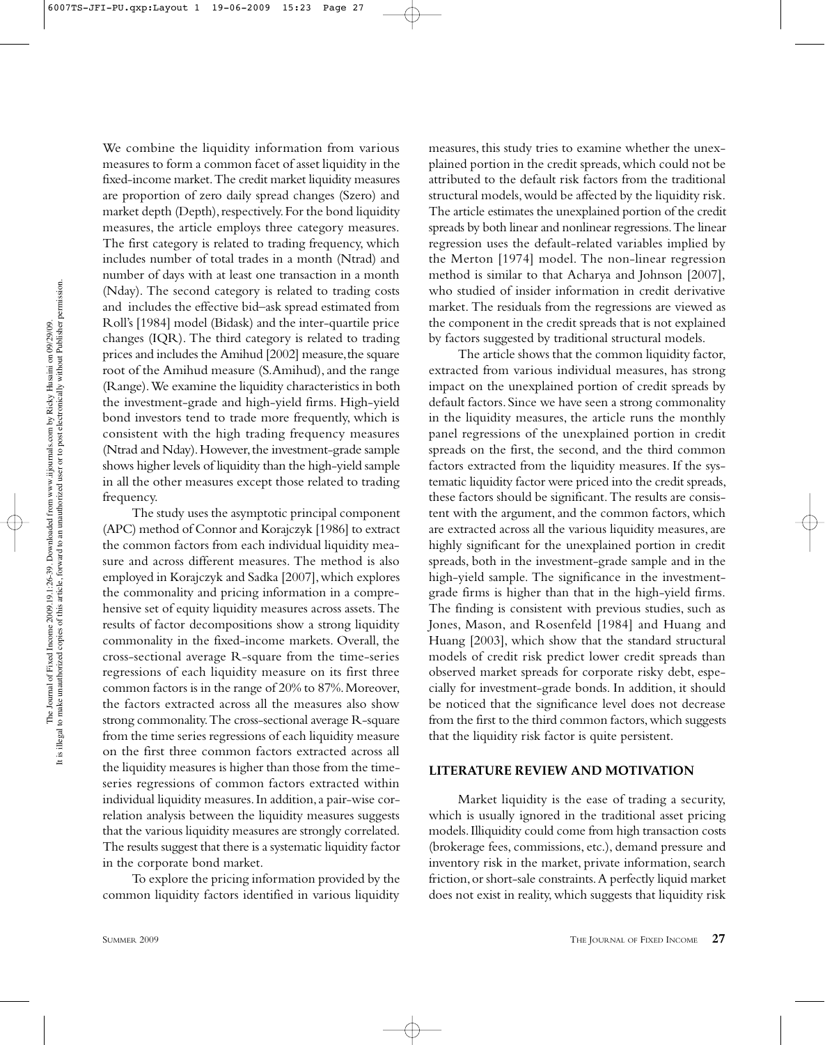We combine the liquidity information from various measures to form a common facet of asset liquidity in the fixed-income market. The credit market liquidity measures are proportion of zero daily spread changes (Szero) and market depth (Depth), respectively. For the bond liquidity measures, the article employs three category measures. The first category is related to trading frequency, which includes number of total trades in a month (Ntrad) and number of days with at least one transaction in a month (Nday). The second category is related to trading costs and includes the effective bid–ask spread estimated from Roll's [1984] model (Bidask) and the inter-quartile price changes (IQR). The third category is related to trading prices and includes the Amihud [2002] measure, the square root of the Amihud measure (S.Amihud), and the range (Range). We examine the liquidity characteristics in both the investment-grade and high-yield firms. High-yield bond investors tend to trade more frequently, which is consistent with the high trading frequency measures (Ntrad and Nday). However, the investment-grade sample shows higher levels of liquidity than the high-yield sample in all the other measures except those related to trading frequency.

The study uses the asymptotic principal component (APC) method of Connor and Korajczyk [1986] to extract the common factors from each individual liquidity measure and across different measures. The method is also employed in Korajczyk and Sadka [2007], which explores the commonality and pricing information in a comprehensive set of equity liquidity measures across assets. The results of factor decompositions show a strong liquidity commonality in the fixed-income markets. Overall, the cross-sectional average R-square from the time-series regressions of each liquidity measure on its first three common factors is in the range of 20% to 87%. Moreover, the factors extracted across all the measures also show strong commonality. The cross-sectional average R-square from the time series regressions of each liquidity measure on the first three common factors extracted across all the liquidity measures is higher than those from the time-series regressions of common factors extracted within individual liquidity measures. In addition, a pair-wise correlation analysis between the liquidity measures suggests that the various liquidity measures are strongly correlated. The results suggest that there is a systematic liquidity factor in the corporate bond market.

To explore the pricing information provided by the common liquidity factors identified in various liquidity measures, this study tries to examine whether the unexplained portion in the credit spreads, which could not be attributed to the default risk factors from the traditional structural models, would be affected by the liquidity risk. The article estimates the unexplained portion of the credit spreads by both linear and nonlinear regressions. The linear regression uses the default-related variables implied by the Merton [1974] model. The non-linear regression method is similar to that Acharya and Johnson [2007], who studied of insider information in credit derivative market. The residuals from the regressions are viewed as the component in the credit spreads that is not explained by factors suggested by traditional structural models.

The article shows that the common liquidity factor, extracted from various individual measures, has strong impact on the unexplained portion of credit spreads by default factors. Since we have seen a strong commonality in the liquidity measures, the article runs the monthly panel regressions of the unexplained portion in credit spreads on the first, the second, and the third common factors extracted from the liquidity measures. If the systematic liquidity factor were priced into the credit spreads, these factors should be significant. The results are consistent with the argument, and the common factors, which are extracted across all the various liquidity measures, are highly significant for the unexplained portion in credit spreads, both in the investment-grade sample and in the high-yield sample. The significance in the investment-grade firms is higher than that in the high-yield firms. The finding is consistent with previous studies, such as Jones, Mason, and Rosenfeld [1984] and Huang and Huang [2003], which show that the standard structural models of credit risk predict lower credit spreads than observed market spreads for corporate risky debt, especially for investment-grade bonds. In addition, it should be noticed that the significance level does not decrease from the first to the third common factors, which suggests that the liquidity risk factor is quite persistent.

## LITERATURE REVIEW AND MOTIVATION

Market liquidity is the ease of trading a security, which is usually ignored in the traditional asset pricing models. Illiquidity could come from high transaction costs (brokerage fees, commissions, etc.), demand pressure and inventory risk in the market, private information, search friction, or short-sale constraints. A perfectly liquid market does not exist in reality, which suggests that liquidity risk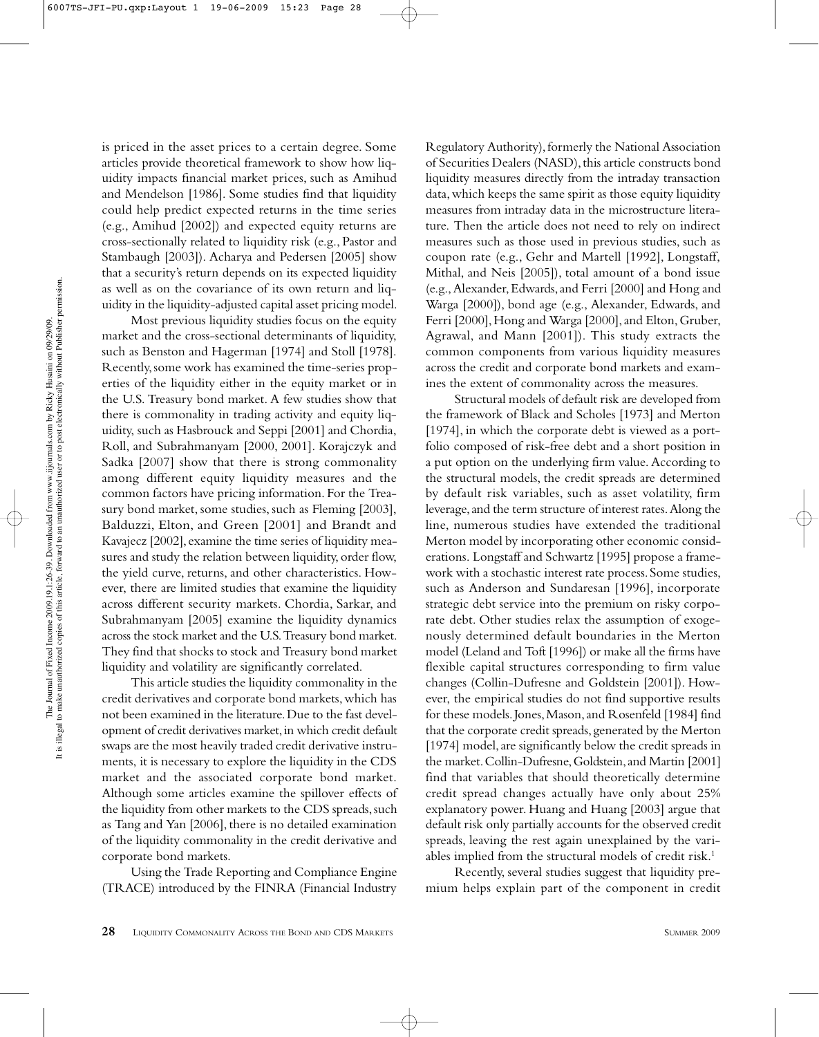is priced in the asset prices to a certain degree. Some articles provide theoretical framework to show how liquidity impacts financial market prices, such as Amihud and Mendelson [1986]. Some studies find that liquidity could help predict expected returns in the time series (e.g., Amihud [2002]) and expected equity returns are cross-sectionally related to liquidity risk (e.g., Pastor and Stambaugh [2003]). Acharya and Pedersen [2005] show that a security's return depends on its expected liquidity as well as on the covariance of its own return and liquidity in the liquidity-adjusted capital asset pricing model.

Most previous liquidity studies focus on the equity market and the cross-sectional determinants of liquidity, such as Benston and Hagerman [1974] and Stoll [1978]. Recently, some work has examined the time-series properties of the liquidity either in the equity market or in the U.S. Treasury bond market. A few studies show that there is commonality in trading activity and equity liquidity, such as Hasbrouck and Seppi [2001] and Chordia, Roll, and Subrahmanyam [2000, 2001]. Korajczyk and Sadka [2007] show that there is strong commonality among different equity liquidity measures and the common factors have pricing information. For the Treasury bond market, some studies, such as Fleming [2003], Balduzzi, Elton, and Green [2001] and Brandt and Kavajecz [2002], examine the time series of liquidity measures and study the relation between liquidity, order flow, the yield curve, returns, and other characteristics. However, there are limited studies that examine the liquidity across different security markets. Chordia, Sarkar, and Subrahmanyam [2005] examine the liquidity dynamics across the stock market and the U.S. Treasury bond market. They find that shocks to stock and Treasury bond market liquidity and volatility are significantly correlated.

This article studies the liquidity commonality in the credit derivatives and corporate bond markets, which has not been examined in the literature. Due to the fast development of credit derivatives market, in which credit default swaps are the most heavily traded credit derivative instruments, it is necessary to explore the liquidity in the CDS market and the associated corporate bond market. Although some articles examine the spillover effects of the liquidity from other markets to the CDS spreads, such as Tang and Yan [2006], there is no detailed examination of the liquidity commonality in the credit derivative and corporate bond markets.

Using the Trade Reporting and Compliance Engine (TRACE) introduced by the FINRA (Financial Industry Regulatory Authority), formerly the National Association of Securities Dealers (NASD), this article constructs bond liquidity measures directly from the intraday transaction data, which keeps the same spirit as those equity liquidity measures from intraday data in the microstructure literature. Then the article does not need to rely on indirect measures such as those used in previous studies, such as coupon rate (e.g., Gehr and Martell [1992], Longstaff, Mithal, and Neis [2005]), total amount of a bond issue (e.g., Alexander, Edwards, and Ferri [2000] and Hong and Warga [2000]), bond age (e.g., Alexander, Edwards, and Ferri [2000], Hong and Warga [2000], and Elton, Gruber, Agrawal, and Mann [2001]). This study extracts the common components from various liquidity measures across the credit and corporate bond markets and examines the extent of commonality across the measures.

Structural models of default risk are developed from the framework of Black and Scholes [1973] and Merton [1974], in which the corporate debt is viewed as a portfolio composed of risk-free debt and a short position in a put option on the underlying firm value. According to the structural models, the credit spreads are determined by default risk variables, such as asset volatility, firm leverage, and the term structure of interest rates. Along the line, numerous studies have extended the traditional Merton model by incorporating other economic considerations. Longstaff and Schwartz [1995] propose a framework with a stochastic interest rate process. Some studies, such as Anderson and Sundaresan [1996], incorporate strategic debt service into the premium on risky corporate debt. Other studies relax the assumption of exogenously determined default boundaries in the Merton model (Leland and Toft [1996]) or make all the firms have flexible capital structures corresponding to firm value changes (Collin-Dufresne and Goldstein [2001]). However, the empirical studies do not find supportive results for these models. Jones, Mason, and Rosenfeld [1984] find that the corporate credit spreads, generated by the Merton [1974] model, are significantly below the credit spreads in the market. Collin-Dufresne, Goldstein, and Martin [2001] find that variables that should theoretically determine credit spread changes actually have only about 25% explanatory power. Huang and Huang [2003] argue that default risk only partially accounts for the observed credit spreads, leaving the rest again unexplained by the variables implied from the structural models of credit risk.[1]

Recently, several studies suggest that liquidity premium helps explain part of the component in credit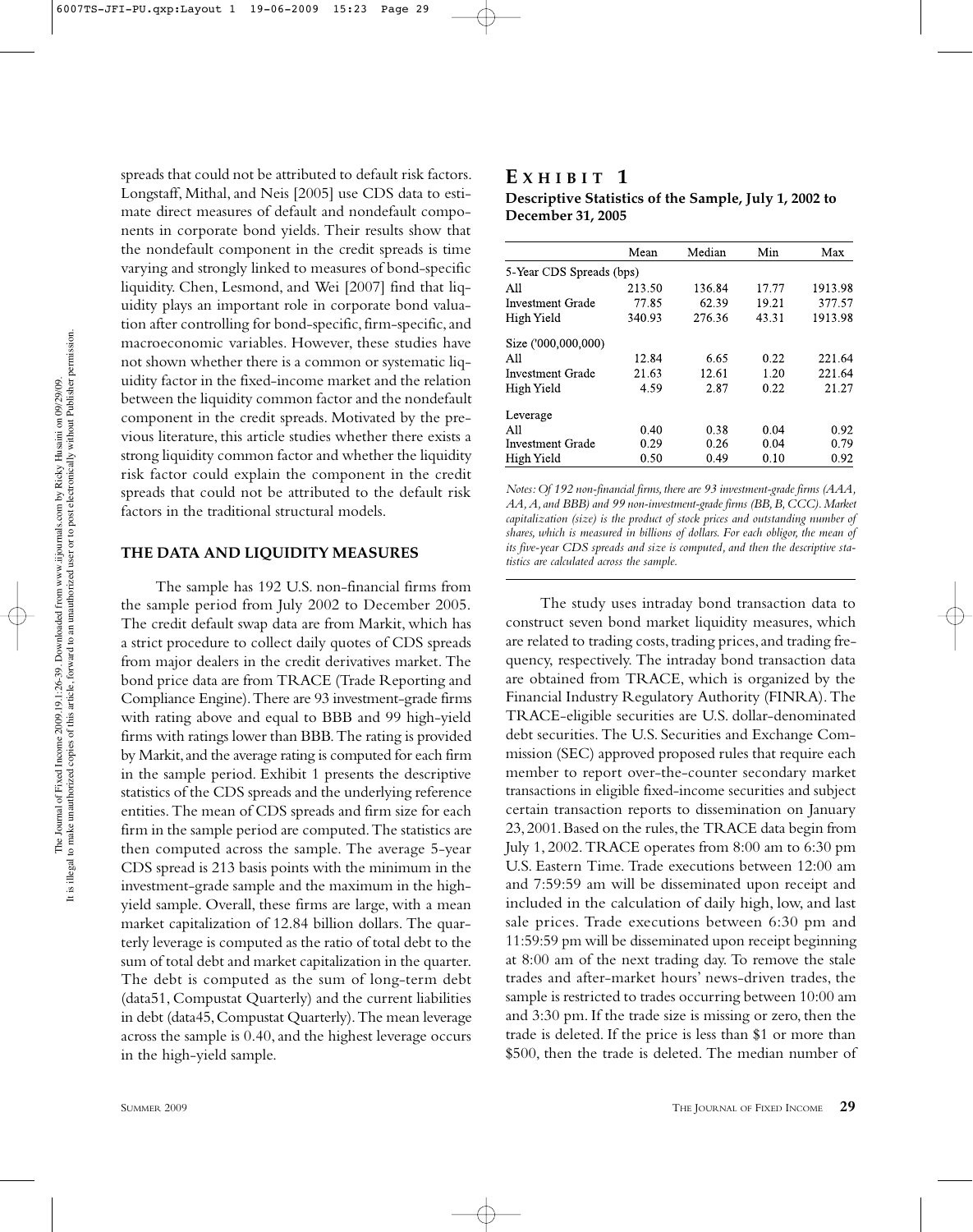spreads that could not be attributed to default risk factors. Longstaff, Mithal, and Neis [2005] use CDS data to estimate direct measures of default and nondefault components in corporate bond yields. Their results show that the nondefault component in the credit spreads is time varying and strongly linked to measures of bond-specific liquidity. Chen, Lesmond, and Wei [2007] find that liquidity plays an important role in corporate bond valuation after controlling for bond-specific, firm-specific, and macroeconomic variables. However, these studies have not shown whether there is a common or systematic liquidity factor in the fixed-income market and the relation between the liquidity common factor and the nondefault component in the credit spreads. Motivated by the previous literature, this article studies whether there exists a strong liquidity common factor and whether the liquidity risk factor could explain the component in the credit spreads that could not be attributed to the default risk factors in the traditional structural models.

## THE DATA AND LIQUIDITY MEASURES

The sample has 192 U.S. non-financial firms from the sample period from July 2002 to December 2005. The credit default swap data are from Markit, which has a strict procedure to collect daily quotes of CDS spreads from major dealers in the credit derivatives market. The bond price data are from TRACE (Trade Reporting and Compliance Engine). There are 93 investment-grade firms with rating above and equal to BBB and 99 high-yield firms with ratings lower than BBB. The rating is provided by Markit, and the average rating is computed for each firm in the sample period. Exhibit 1 presents the descriptive statistics of the CDS spreads and the underlying reference entities. The mean of CDS spreads and firm size for each firm in the sample period are computed. The statistics are then computed across the sample. The average 5-year CDS spread is 213 basis points with the minimum in the investment-grade sample and the maximum in the high-yield sample. Overall, these firms are large, with a mean market capitalization of 12.84 billion dollars. The quarterly leverage is computed as the ratio of total debt to the sum of total debt and market capitalization in the quarter. The debt is computed as the sum of long-term debt (data51, Compustat Quarterly) and the current liabilities in debt (data45, Compustat Quarterly). The mean leverage across the sample is 0.40, and the highest leverage occurs in the high-yield sample.

## EXHIBIT 1

**Descriptive Statistics of the Sample, July 1, 2002 to December 31, 2005**

| | Mean | Median | Min | Max |
|---|---|---|---|---|
| 5-Year CDS Spreads (bps) | | | | |
| All | 213.50 | 136.84 | 17.77 | 1913.98 |
| Investment Grade | 77.85 | 62.39 | 19.21 | 377.57 |
| High Yield | 340.93 | 276.36 | 43.31 | 1913.98 |
| Size ('000,000,000) | | | | |
| All | 12.84 | 6.65 | 0.22 | 221.64 |
| Investment Grade | 21.63 | 12.61 | 1.20 | 221.64 |
| High Yield | 4.59 | 2.87 | 0.22 | 21.27 |
| Leverage | | | | |
| All | 0.40 | 0.38 | 0.04 | 0.92 |
| Investment Grade | 0.29 | 0.26 | 0.04 | 0.79 |
| High Yield | 0.50 | 0.49 | 0.10 | 0.92 |

*Notes: Of 192 non-financial firms, there are 93 investment-grade firms (AAA, AA, A, and BBB) and 99 non-investment-grade firms (BB, B, CCC). Market capitalization (size) is the product of stock prices and outstanding number of shares, which is measured in billions of dollars. For each obligor, the mean of its five-year CDS spreads and size is computed, and then the descriptive statistics are calculated across the sample.*

The study uses intraday bond transaction data to construct seven bond market liquidity measures, which are related to trading costs, trading prices, and trading frequency, respectively. The intraday bond transaction data are obtained from TRACE, which is organized by the Financial Industry Regulatory Authority (FINRA). The TRACE-eligible securities are U.S. dollar-denominated debt securities. The U.S. Securities and Exchange Commission (SEC) approved proposed rules that require each member to report over-the-counter secondary market transactions in eligible fixed-income securities and subject certain transaction reports to dissemination on January 23, 2001. Based on the rules, the TRACE data begin from July 1, 2002. TRACE operates from 8:00 am to 6:30 pm U.S. Eastern Time. Trade executions between 12:00 am and 7:59:59 am will be disseminated upon receipt and included in the calculation of daily high, low, and last sale prices. Trade executions between 6:30 pm and 11:59:59 pm will be disseminated upon receipt beginning at 8:00 am of the next trading day. To remove the stale trades and after-market hours' news-driven trades, the sample is restricted to trades occurring between 10:00 am and 3:30 pm. If the trade size is missing or zero, then the trade is deleted. If the price is less than $1 or more than $500, then the trade is deleted. The median number of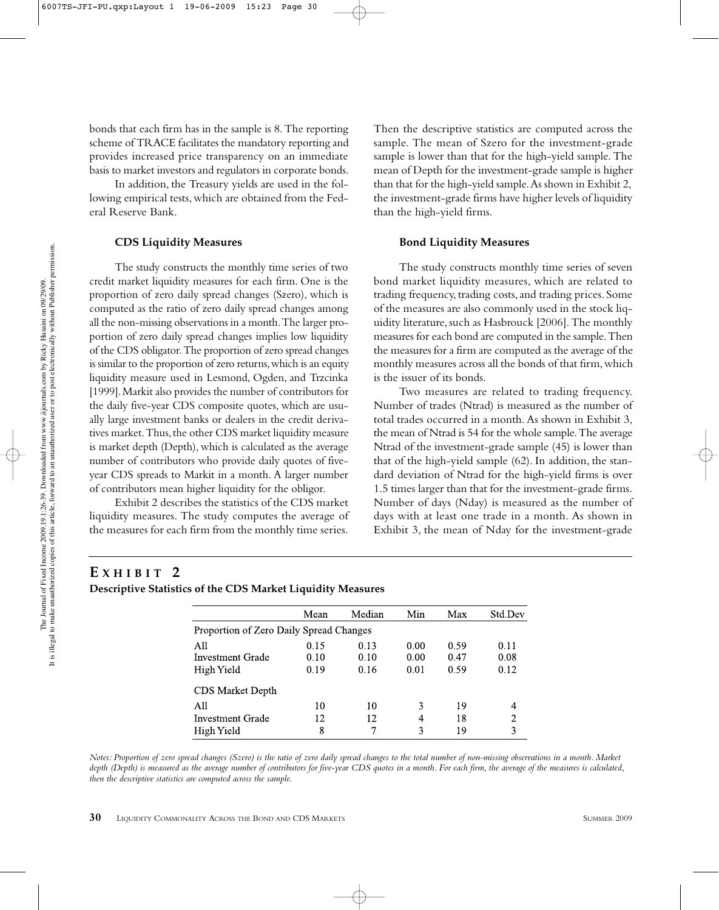bonds that each firm has in the sample is 8. The reporting scheme of TRACE facilitates the mandatory reporting and provides increased price transparency on an immediate basis to market investors and regulators in corporate bonds.

In addition, the Treasury yields are used in the following empirical tests, which are obtained from the Federal Reserve Bank.

### CDS Liquidity Measures

The study constructs the monthly time series of two credit market liquidity measures for each firm. One is the proportion of zero daily spread changes (Szero), which is computed as the ratio of zero daily spread changes among all the non-missing observations in a month. The larger proportion of zero daily spread changes implies low liquidity of the CDS obligator. The proportion of zero spread changes is similar to the proportion of zero returns, which is an equity liquidity measure used in Lesmond, Ogden, and Trzcinka [1999]. Markit also provides the number of contributors for the daily five-year CDS composite quotes, which are usually large investment banks or dealers in the credit derivatives market. Thus, the other CDS market liquidity measure is market depth (Depth), which is calculated as the average number of contributors who provide daily quotes of five-year CDS spreads to Markit in a month. A larger number of contributors mean higher liquidity for the obligor.

Exhibit 2 describes the statistics of the CDS market liquidity measures. The study computes the average of the measures for each firm from the monthly time series. Then the descriptive statistics are computed across the sample. The mean of Szero for the investment-grade sample is lower than that for the high-yield sample. The mean of Depth for the investment-grade sample is higher than that for the high-yield sample. As shown in Exhibit 2, the investment-grade firms have higher levels of liquidity than the high-yield firms.

### Bond Liquidity Measures

The study constructs monthly time series of seven bond market liquidity measures, which are related to trading frequency, trading costs, and trading prices. Some of the measures are also commonly used in the stock liquidity literature, such as Hasbrouck [2006]. The monthly measures for each bond are computed in the sample. Then the measures for a firm are computed as the average of the monthly measures across all the bonds of that firm, which is the issuer of its bonds.

Two measures are related to trading frequency. Number of trades (Ntrad) is measured as the number of total trades occurred in a month. As shown in Exhibit 3, the mean of Ntrad is 54 for the whole sample. The average Ntrad of the investment-grade sample (45) is lower than that of the high-yield sample (62). In addition, the standard deviation of Ntrad for the high-yield firms is over 1.5 times larger than that for the investment-grade firms. Number of days (Nday) is measured as the number of days with at least one trade in a month. As shown in Exhibit 3, the mean of Nday for the investment-grade

**EXHIBIT 2**

**Descriptive Statistics of the CDS Market Liquidity Measures**

| | Mean | Median | Min | Max | Std.Dev |
|---|---|---|---|---|---|
| Proportion of Zero Daily Spread Changes | | | | | |
| All | 0.15 | 0.13 | 0.00 | 0.59 | 0.11 |
| Investment Grade | 0.10 | 0.10 | 0.00 | 0.47 | 0.08 |
| High Yield | 0.19 | 0.16 | 0.01 | 0.59 | 0.12 |
| CDS Market Depth | | | | | |
| All | 10 | 10 | 3 | 19 | 4 |
| Investment Grade | 12 | 12 | 4 | 18 | 2 |
| High Yield | 8 | 7 | 3 | 19 | 3 |

*Notes: Proportion of zero spread changes (Szero) is the ratio of zero daily spread changes to the total number of non-missing observations in a month. Market depth (Depth) is measured as the average number of contributors for five-year CDS quotes in a month. For each firm, the average of the measures is calculated, then the descriptive statistics are computed across the sample.*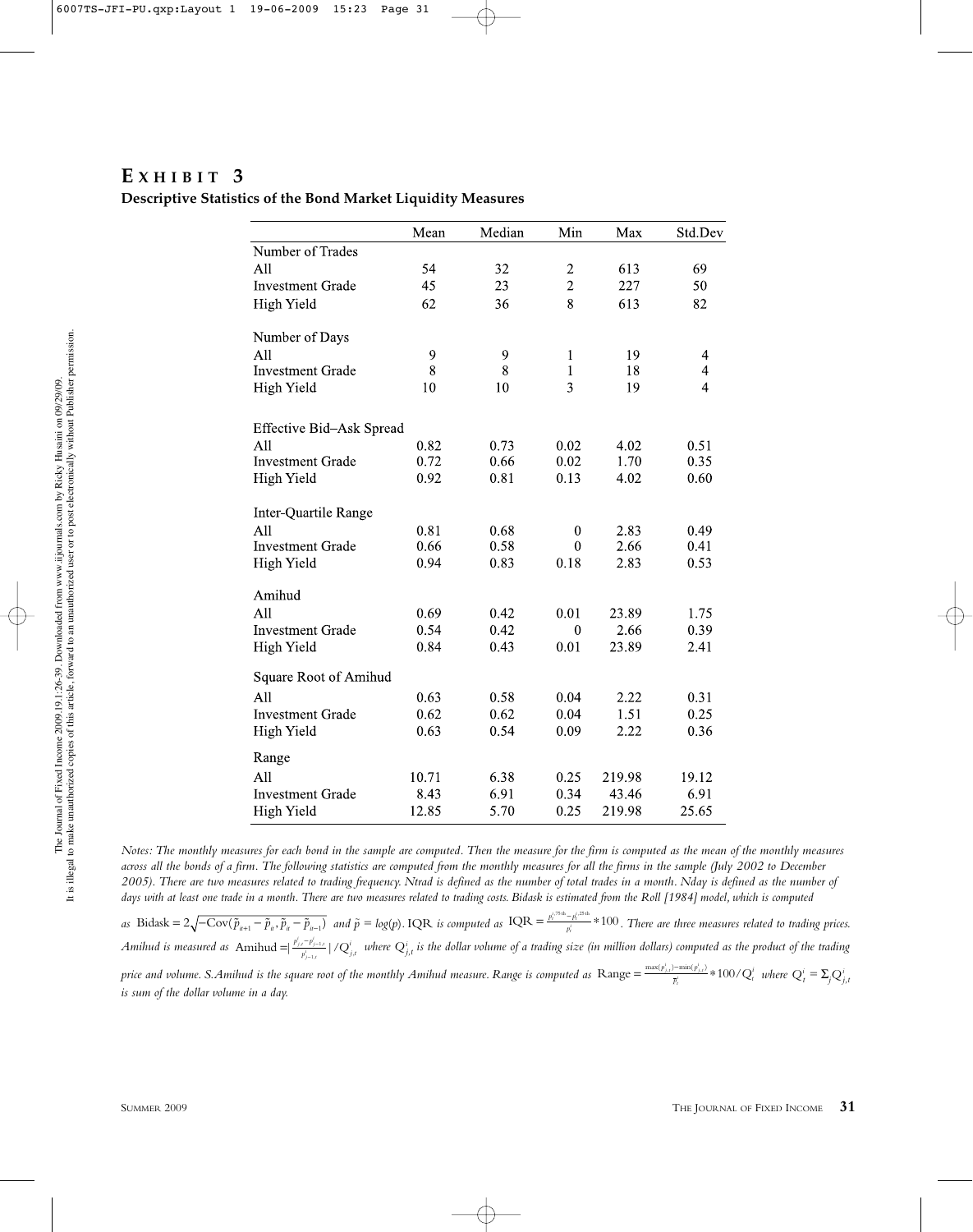# Exhibit 3

**Descriptive Statistics of the Bond Market Liquidity Measures**

| | Mean | Median | Min | Max | Std.Dev |
|---|---|---|---|---|---|
| **Number of Trades** | | | | | |
| All | 54 | 32 | 2 | 613 | 69 |
| Investment Grade | 45 | 23 | 2 | 227 | 50 |
| High Yield | 62 | 36 | 8 | 613 | 82 |
| **Number of Days** | | | | | |
| All | 9 | 9 | 1 | 19 | 4 |
| Investment Grade | 8 | 8 | 1 | 18 | 4 |
| High Yield | 10 | 10 | 3 | 19 | 4 |
| **Effective Bid–Ask Spread** | | | | | |
| All | 0.82 | 0.73 | 0.02 | 4.02 | 0.51 |
| Investment Grade | 0.72 | 0.66 | 0.02 | 1.70 | 0.35 |
| High Yield | 0.92 | 0.81 | 0.13 | 4.02 | 0.60 |
| **Inter-Quartile Range** | | | | | |
| All | 0.81 | 0.68 | 0 | 2.83 | 0.49 |
| Investment Grade | 0.66 | 0.58 | 0 | 2.66 | 0.41 |
| High Yield | 0.94 | 0.83 | 0.18 | 2.83 | 0.53 |
| **Amihud** | | | | | |
| All | 0.69 | 0.42 | 0.01 | 23.89 | 1.75 |
| Investment Grade | 0.54 | 0.42 | 0 | 2.66 | 0.39 |
| High Yield | 0.84 | 0.43 | 0.01 | 23.89 | 2.41 |
| **Square Root of Amihud** | | | | | |
| All | 0.63 | 0.58 | 0.04 | 2.22 | 0.31 |
| Investment Grade | 0.62 | 0.62 | 0.04 | 1.51 | 0.25 |
| High Yield | 0.63 | 0.54 | 0.09 | 2.22 | 0.36 |
| **Range** | | | | | |
| All | 10.71 | 6.38 | 0.25 | 219.98 | 19.12 |
| Investment Grade | 8.43 | 6.91 | 0.34 | 43.46 | 6.91 |
| High Yield | 12.85 | 5.70 | 0.25 | 219.98 | 25.65 |

*Notes: The monthly measures for each bond in the sample are computed. Then the measure for the firm is computed as the mean of the monthly measures across all the bonds of a firm. The following statistics are computed from the monthly measures for all the firms in the sample (July 2002 to December 2005). There are two measures related to trading frequency. Ntrad is defined as the number of total trades in a month. Nday is defined as the number of days with at least one trade in a month. There are two measures related to trading costs. Bidask is estimated from the Roll [1984] model, which is computed as* $\text{Bidask} = 2\sqrt{-\text{Cov}(\tilde{p}_{it+1} - \tilde{p}_{it}, \tilde{p}_{it} - \tilde{p}_{it-1})}$ *and* $\tilde{p} = log(p)$. *IQR is computed as* $\text{IQR} = \frac{p_t^{i,75\text{th}} - p_t^{i,25\text{th}}}{p_t^i} * 100$. *There are three measures related to trading prices. Amihud is measured as* $\text{Amihud} = \left|\frac{p_{j,t}^i - p_{j-1,t}^i}{p_{j-1,t}^i}\right| / Q_{j,t}^i$ *where* $Q_{j,t}^i$ *is the dollar volume of a trading size (in million dollars) computed as the product of the trading price and volume. S.Amihud is the square root of the monthly Amihud measure. Range is computed as* $\text{Range} = \frac{\max(p_{j,t}^i) - \min(p_{j,t}^i)}{\overline{p}_t^i} * 100 / Q_t^i$ *where* $Q_t^i = \Sigma_j Q_{j,t}^i$ *is sum of the dollar volume in a day.*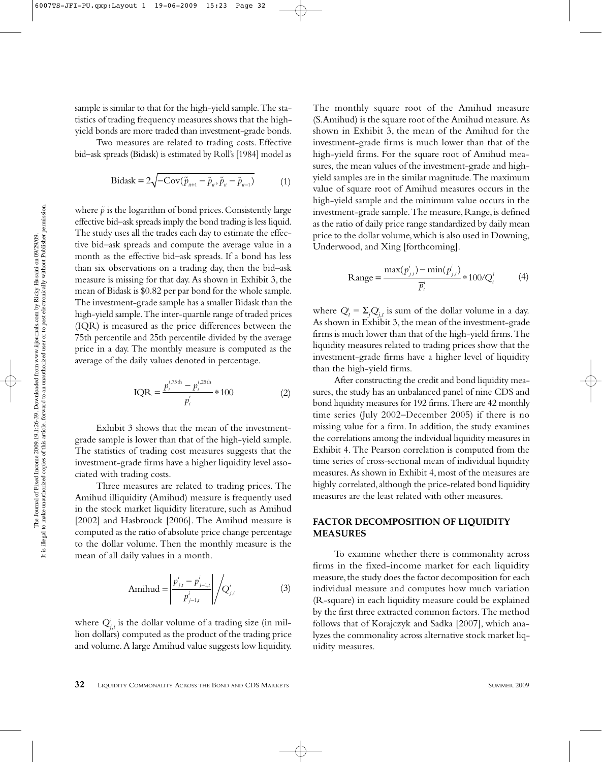sample is similar to that for the high-yield sample. The statistics of trading frequency measures shows that the high-yield bonds are more traded than investment-grade bonds.

Two measures are related to trading costs. Effective bid–ask spreads (Bidask) is estimated by Roll's [1984] model as

$$\text{Bidask} = 2\sqrt{-\text{Cov}(\tilde{p}_{it+1} - \tilde{p}_{it}, \tilde{p}_{it} - \tilde{p}_{it-1})} \tag{1}$$

where $\tilde{p}$ is the logarithm of bond prices. Consistently large effective bid–ask spreads imply the bond trading is less liquid. The study uses all the trades each day to estimate the effective bid–ask spreads and compute the average value in a month as the effective bid–ask spreads. If a bond has less than six observations on a trading day, then the bid–ask measure is missing for that day. As shown in Exhibit 3, the mean of Bidask is \$0.82 per par bond for the whole sample. The investment-grade sample has a smaller Bidask than the high-yield sample. The inter-quartile range of traded prices (IQR) is measured as the price differences between the 75th percentile and 25th percentile divided by the average price in a day. The monthly measure is computed as the average of the daily values denoted in percentage.

$$\text{IQR} = \frac{p_t^{i,75\text{th}} - p_t^{i,25\text{th}}}{p_t^i} * 100 \tag{2}$$

Exhibit 3 shows that the mean of the investment-grade sample is lower than that of the high-yield sample. The statistics of trading cost measures suggests that the investment-grade firms have a higher liquidity level associated with trading costs.

Three measures are related to trading prices. The Amihud illiquidity (Amihud) measure is frequently used in the stock market liquidity literature, such as Amihud [2002] and Hasbrouck [2006]. The Amihud measure is computed as the ratio of absolute price change percentage to the dollar volume. Then the monthly measure is the mean of all daily values in a month.

$$\text{Amihud} = \left| \frac{p_{j,t}^i - p_{j-1,t}^i}{p_{j-1,t}^i} \right| \Big/ Q_{j,t}^i \tag{3}$$

where $Q_{j,t}^i$ is the dollar volume of a trading size (in million dollars) computed as the product of the trading price and volume. A large Amihud value suggests low liquidity. The monthly square root of the Amihud measure (S.Amihud) is the square root of the Amihud measure. As shown in Exhibit 3, the mean of the Amihud for the investment-grade firms is much lower than that of the high-yield firms. For the square root of Amihud measures, the mean values of the investment-grade and high-yield samples are in the similar magnitude. The maximum value of square root of Amihud measures occurs in the high-yield sample and the minimum value occurs in the investment-grade sample. The measure, Range, is defined as the ratio of daily price range standardized by daily mean price to the dollar volume, which is also used in Downing, Underwood, and Xing [forthcoming].

$$\text{Range} = \frac{\max(p_{j,t}^i) - \min(p_{j,t}^i)}{\overline{p}_t^i} * 100 / Q_t^i \tag{4}$$

where $Q_t^i = \Sigma_j Q_{j,t}^i$ is sum of the dollar volume in a day. As shown in Exhibit 3, the mean of the investment-grade firms is much lower than that of the high-yield firms. The liquidity measures related to trading prices show that the investment-grade firms have a higher level of liquidity than the high-yield firms.

After constructing the credit and bond liquidity measures, the study has an unbalanced panel of nine CDS and bond liquidity measures for 192 firms. There are 42 monthly time series (July 2002–December 2005) if there is no missing value for a firm. In addition, the study examines the correlations among the individual liquidity measures in Exhibit 4. The Pearson correlation is computed from the time series of cross-sectional mean of individual liquidity measures. As shown in Exhibit 4, most of the measures are highly correlated, although the price-related bond liquidity measures are the least related with other measures.

## FACTOR DECOMPOSITION OF LIQUIDITY MEASURES

To examine whether there is commonality across firms in the fixed-income market for each liquidity measure, the study does the factor decomposition for each individual measure and computes how much variation (R-square) in each liquidity measure could be explained by the first three extracted common factors. The method follows that of Korajczyk and Sadka [2007], which analyzes the commonality across alternative stock market liquidity measures.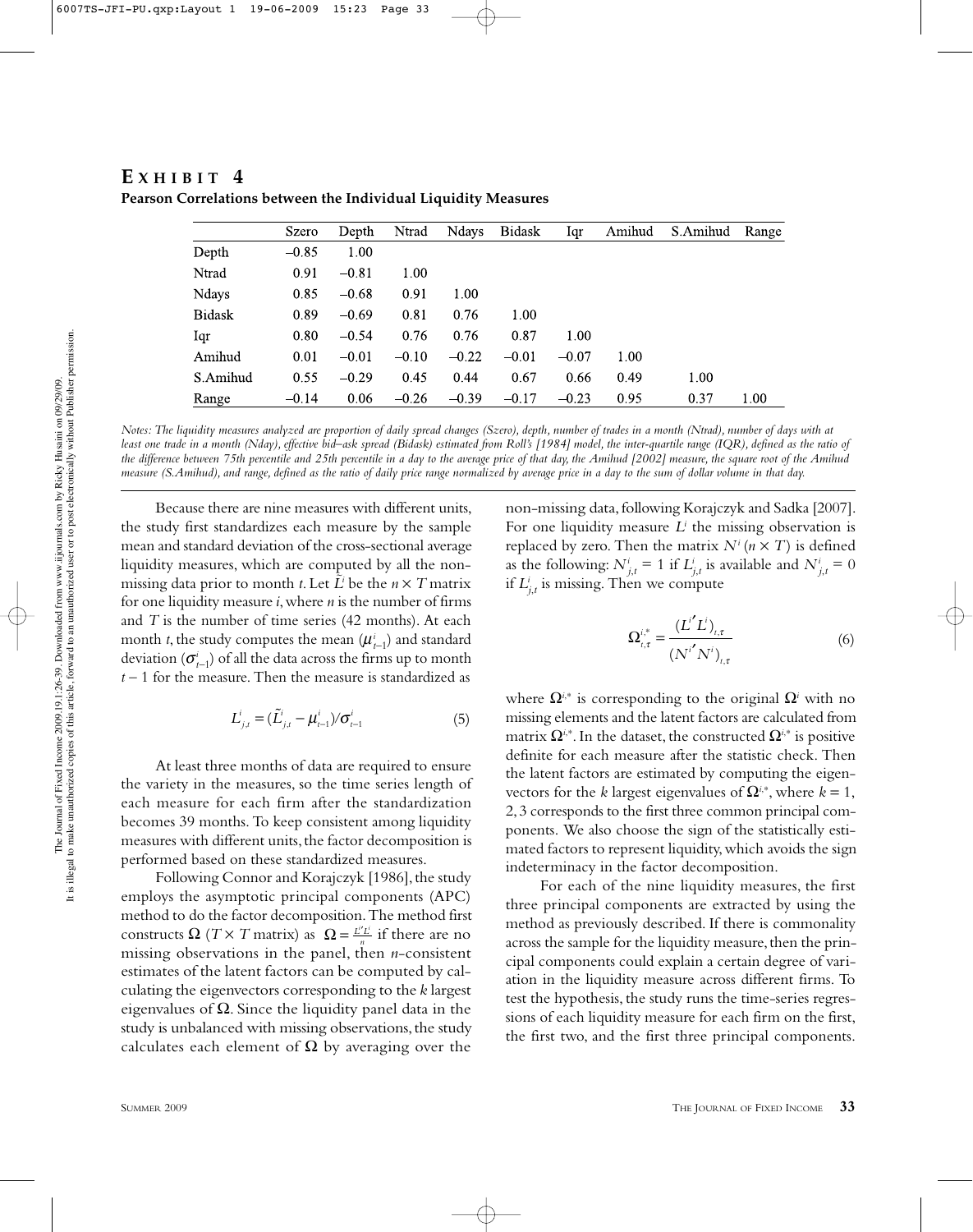## EXHIBIT 4

**Pearson Correlations between the Individual Liquidity Measures**

| | Szero | Depth | Ntrad | Ndays | Bidask | Iqr | Amihud | S.Amihud | Range |
|---|---|---|---|---|---|---|---|---|---|
| Depth | −0.85 | 1.00 | | | | | | | |
| Ntrad | 0.91 | −0.81 | 1.00 | | | | | | |
| Ndays | 0.85 | −0.68 | 0.91 | 1.00 | | | | | |
| Bidask | 0.89 | −0.69 | 0.81 | 0.76 | 1.00 | | | | |
| Iqr | 0.80 | −0.54 | 0.76 | 0.76 | 0.87 | 1.00 | | | |
| Amihud | 0.01 | −0.01 | −0.10 | −0.22 | −0.01 | −0.07 | 1.00 | | |
| S.Amihud | 0.55 | −0.29 | 0.45 | 0.44 | 0.67 | 0.66 | 0.49 | 1.00 | |
| Range | −0.14 | 0.06 | −0.26 | −0.39 | −0.17 | −0.23 | 0.95 | 0.37 | 1.00 |

*Notes: The liquidity measures analyzed are proportion of daily spread changes (Szero), depth, number of trades in a month (Ntrad), number of days with at least one trade in a month (Nday), effective bid–ask spread (Bidask) estimated from Roll's [1984] model, the inter-quartile range (IQR), defined as the ratio of the difference between 75th percentile and 25th percentile in a day to the average price of that day, the Amihud [2002] measure, the square root of the Amihud measure (S.Amihud), and range, defined as the ratio of daily price range normalized by average price in a day to the sum of dollar volume in that day.*

Because there are nine measures with different units, the study first standardizes each measure by the sample mean and standard deviation of the cross-sectional average liquidity measures, which are computed by all the non-missing data prior to month $t$. Let $\tilde{L}^i$ be the $n \times T$ matrix for one liquidity measure $i$, where $n$ is the number of firms and $T$ is the number of time series (42 months). At each month $t$, the study computes the mean ($\mu^i_{t-1}$) and standard deviation ($\sigma^i_{t-1}$) of all the data across the firms up to month $t-1$ for the measure. Then the measure is standardized as

$$L^i_{j,t} = (\tilde{L}^i_{j,t} - \mu^i_{t-1})/\sigma^i_{t-1} \tag{5}$$

At least three months of data are required to ensure the variety in the measures, so the time series length of each measure for each firm after the standardization becomes 39 months. To keep consistent among liquidity measures with different units, the factor decomposition is performed based on these standardized measures.

Following Connor and Korajczyk [1986], the study employs the asymptotic principal components (APC) method to do the factor decomposition. The method first constructs $\Omega$ ($T \times T$ matrix) as $\Omega = \frac{L^{i\prime}L^i}{n}$ if there are no missing observations in the panel, then $n$-consistent estimates of the latent factors can be computed by calculating the eigenvectors corresponding to the $k$ largest eigenvalues of $\Omega$. Since the liquidity panel data in the study is unbalanced with missing observations, the study calculates each element of $\Omega$ by averaging over the non-missing data, following Korajczyk and Sadka [2007]. For one liquidity measure $L^i$ the missing observation is replaced by zero. Then the matrix $N^i$ ($n \times T$) is defined as the following: $N^i_{j,t} = 1$ if $L^i_{j,t}$ is available and $N^i_{j,t} = 0$ if $L^i_{j,t}$ is missing. Then we compute

$$\Omega^{i,*}_{t,\tau} = \frac{(L^{i\prime} L^i)_{t,\tau}}{(N^{i\prime} N^i)_{t,\tau}} \tag{6}$$

where $\Omega^{i,*}$ is corresponding to the original $\Omega^i$ with no missing elements and the latent factors are calculated from matrix $\Omega^{i,*}$. In the dataset, the constructed $\Omega^{i,*}$ is positive definite for each measure after the statistic check. Then the latent factors are estimated by computing the eigenvectors for the $k$ largest eigenvalues of $\Omega^{i,*}$, where $k = 1, 2, 3$ corresponds to the first three common principal components. We also choose the sign of the statistically estimated factors to represent liquidity, which avoids the sign indeterminacy in the factor decomposition.

For each of the nine liquidity measures, the first three principal components are extracted by using the method as previously described. If there is commonality across the sample for the liquidity measure, then the principal components could explain a certain degree of variation in the liquidity measure across different firms. To test the hypothesis, the study runs the time-series regressions of each liquidity measure for each firm on the first, the first two, and the first three principal components.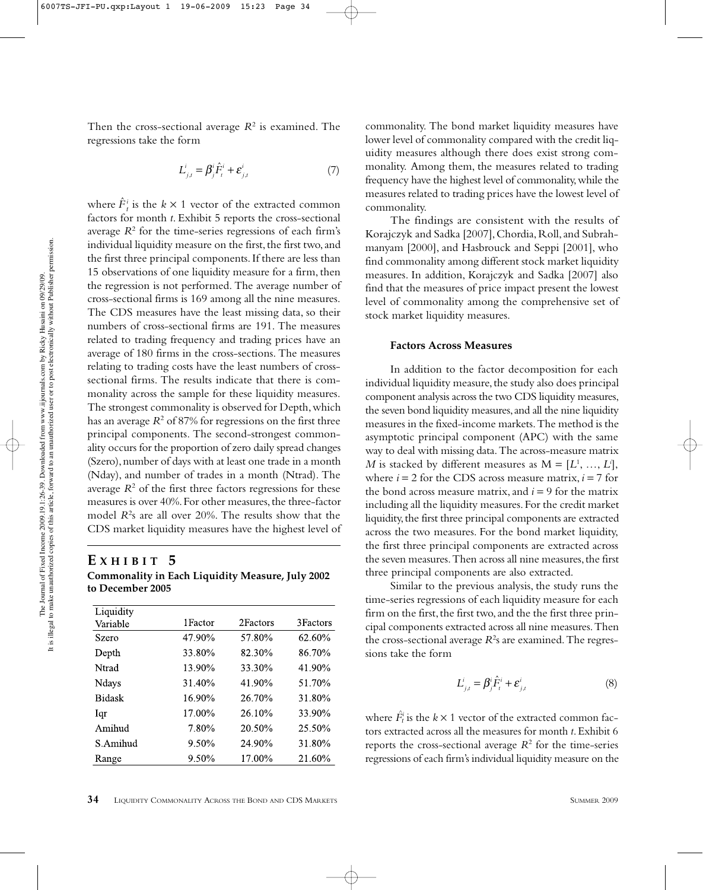Then the cross-sectional average $R^2$ is examined. The regressions take the form

$$L^i_{j,t} = \beta^i_j \hat{F}^i_t + \varepsilon^i_{j,t} \tag{7}$$

where $\hat{F}^i_t$ is the $k \times 1$ vector of the extracted common factors for month $t$. Exhibit 5 reports the cross-sectional average $R^2$ for the time-series regressions of each firm's individual liquidity measure on the first, the first two, and the first three principal components. If there are less than 15 observations of one liquidity measure for a firm, then the regression is not performed. The average number of cross-sectional firms is 169 among all the nine measures. The CDS measures have the least missing data, so their numbers of cross-sectional firms are 191. The measures related to trading frequency and trading prices have an average of 180 firms in the cross-sections. The measures relating to trading costs have the least numbers of cross-sectional firms. The results indicate that there is commonality across the sample for these liquidity measures. The strongest commonality is observed for Depth, which has an average $R^2$ of 87% for regressions on the first three principal components. The second-strongest commonality occurs for the proportion of zero daily spread changes (Szero), number of days with at least one trade in a month (Nday), and number of trades in a month (Ntrad). The average $R^2$ of the first three factors regressions for these measures is over 40%. For other measures, the three-factor model $R^2$s are all over 20%. The results show that the CDS market liquidity measures have the highest level of commonality. The bond market liquidity measures have lower level of commonality compared with the credit liquidity measures although there does exist strong commonality. Among them, the measures related to trading frequency have the highest level of commonality, while the measures related to trading prices have the lowest level of commonality.

**EXHIBIT 5**

**Commonality in Each Liquidity Measure, July 2002 to December 2005**

| Liquidity Variable | 1Factor | 2Factors | 3Factors |
|---|---|---|---|
| Szero | 47.90% | 57.80% | 62.60% |
| Depth | 33.80% | 82.30% | 86.70% |
| Ntrad | 13.90% | 33.30% | 41.90% |
| Ndays | 31.40% | 41.90% | 51.70% |
| Bidask | 16.90% | 26.70% | 31.80% |
| Iqr | 17.00% | 26.10% | 33.90% |
| Amihud | 7.80% | 20.50% | 25.50% |
| S.Amihud | 9.50% | 24.90% | 31.80% |
| Range | 9.50% | 17.00% | 21.60% |

The findings are consistent with the results of Korajczyk and Sadka [2007], Chordia, Roll, and Subrahmanyam [2000], and Hasbrouck and Seppi [2001], who find commonality among different stock market liquidity measures. In addition, Korajczyk and Sadka [2007] also find that the measures of price impact present the lowest level of commonality among the comprehensive set of stock market liquidity measures.

#### Factors Across Measures

In addition to the factor decomposition for each individual liquidity measure, the study also does principal component analysis across the two CDS liquidity measures, the seven bond liquidity measures, and all the nine liquidity measures in the fixed-income markets. The method is the asymptotic principal component (APC) with the same way to deal with missing data. The across-measure matrix $M$ is stacked by different measures as $M = [L^1, \ldots, L^i]$, where $i = 2$ for the CDS across measure matrix, $i = 7$ for the bond across measure matrix, and $i = 9$ for the matrix including all the liquidity measures. For the credit market liquidity, the first three principal components are extracted across the two measures. For the bond market liquidity, the first three principal components are extracted across the seven measures. Then across all nine measures, the first three principal components are also extracted.

Similar to the previous analysis, the study runs the time-series regressions of each liquidity measure for each firm on the first, the first two, and the the first three principal components extracted across all nine measures. Then the cross-sectional average $R^2$s are examined. The regressions take the form

$$L^i_{j,t} = \beta^i_j \hat{F}^i_t + \varepsilon^i_{j,t} \tag{8}$$

where $\hat{F}^i_t$ is the $k \times 1$ vector of the extracted common factors extracted across all the measures for month $t$. Exhibit 6 reports the cross-sectional average $R^2$ for the time-series regressions of each firm's individual liquidity measure on the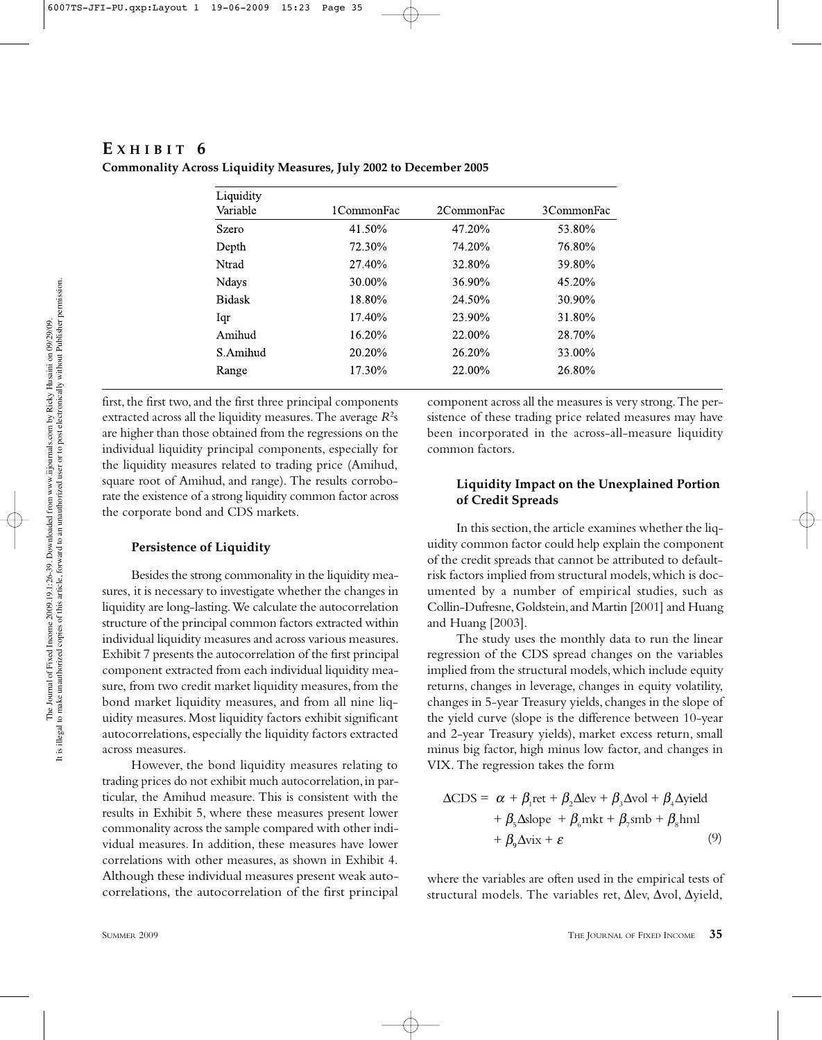## EXHIBIT 6

**Commonality Across Liquidity Measures, July 2002 to December 2005**

| Liquidity Variable | 1CommonFac | 2CommonFac | 3CommonFac |
|---|---|---|---|
| Szero | 41.50% | 47.20% | 53.80% |
| Depth | 72.30% | 74.20% | 76.80% |
| Ntrad | 27.40% | 32.80% | 39.80% |
| Ndays | 30.00% | 36.90% | 45.20% |
| Bidask | 18.80% | 24.50% | 30.90% |
| Iqr | 17.40% | 23.90% | 31.80% |
| Amihud | 16.20% | 22.00% | 28.70% |
| S.Amihud | 20.20% | 26.20% | 33.00% |
| Range | 17.30% | 22.00% | 26.80% |

first, the first two, and the first three principal components extracted across all the liquidity measures. The average $R^2$s are higher than those obtained from the regressions on the individual liquidity principal components, especially for the liquidity measures related to trading price (Amihud, square root of Amihud, and range). The results corroborate the existence of a strong liquidity common factor across the corporate bond and CDS markets.

### Persistence of Liquidity

Besides the strong commonality in the liquidity measures, it is necessary to investigate whether the changes in liquidity are long-lasting. We calculate the autocorrelation structure of the principal common factors extracted within individual liquidity measures and across various measures. Exhibit 7 presents the autocorrelation of the first principal component extracted from each individual liquidity measure, from two credit market liquidity measures, from the bond market liquidity measures, and from all nine liquidity measures. Most liquidity factors exhibit significant autocorrelations, especially the liquidity factors extracted across measures.

However, the bond liquidity measures relating to trading prices do not exhibit much autocorrelation, in particular, the Amihud measure. This is consistent with the results in Exhibit 5, where these measures present lower commonality across the sample compared with other individual measures. In addition, these measures have lower correlations with other measures, as shown in Exhibit 4. Although these individual measures present weak autocorrelations, the autocorrelation of the first principal component across all the measures is very strong. The persistence of these trading price related measures may have been incorporated in the across-all-measure liquidity common factors.

### Liquidity Impact on the Unexplained Portion of Credit Spreads

In this section, the article examines whether the liquidity common factor could help explain the component of the credit spreads that cannot be attributed to default-risk factors implied from structural models, which is documented by a number of empirical studies, such as Collin-Dufresne, Goldstein, and Martin [2001] and Huang and Huang [2003].

The study uses the monthly data to run the linear regression of the CDS spread changes on the variables implied from the structural models, which include equity returns, changes in leverage, changes in equity volatility, changes in 5-year Treasury yields, changes in the slope of the yield curve (slope is the difference between 10-year and 2-year Treasury yields), market excess return, small minus big factor, high minus low factor, and changes in VIX. The regression takes the form

$$\Delta \text{CDS} = \alpha + \beta_1 \text{ret} + \beta_2 \Delta \text{lev} + \beta_3 \Delta \text{vol} + \beta_4 \Delta \text{yield} + \beta_5 \Delta \text{slope} + \beta_6 \text{mkt} + \beta_7 \text{smb} + \beta_8 \text{hml} + \beta_9 \Delta \text{vix} + \varepsilon \tag{9}$$

where the variables are often used in the empirical tests of structural models. The variables ret, $\Delta$lev, $\Delta$vol, $\Delta$yield,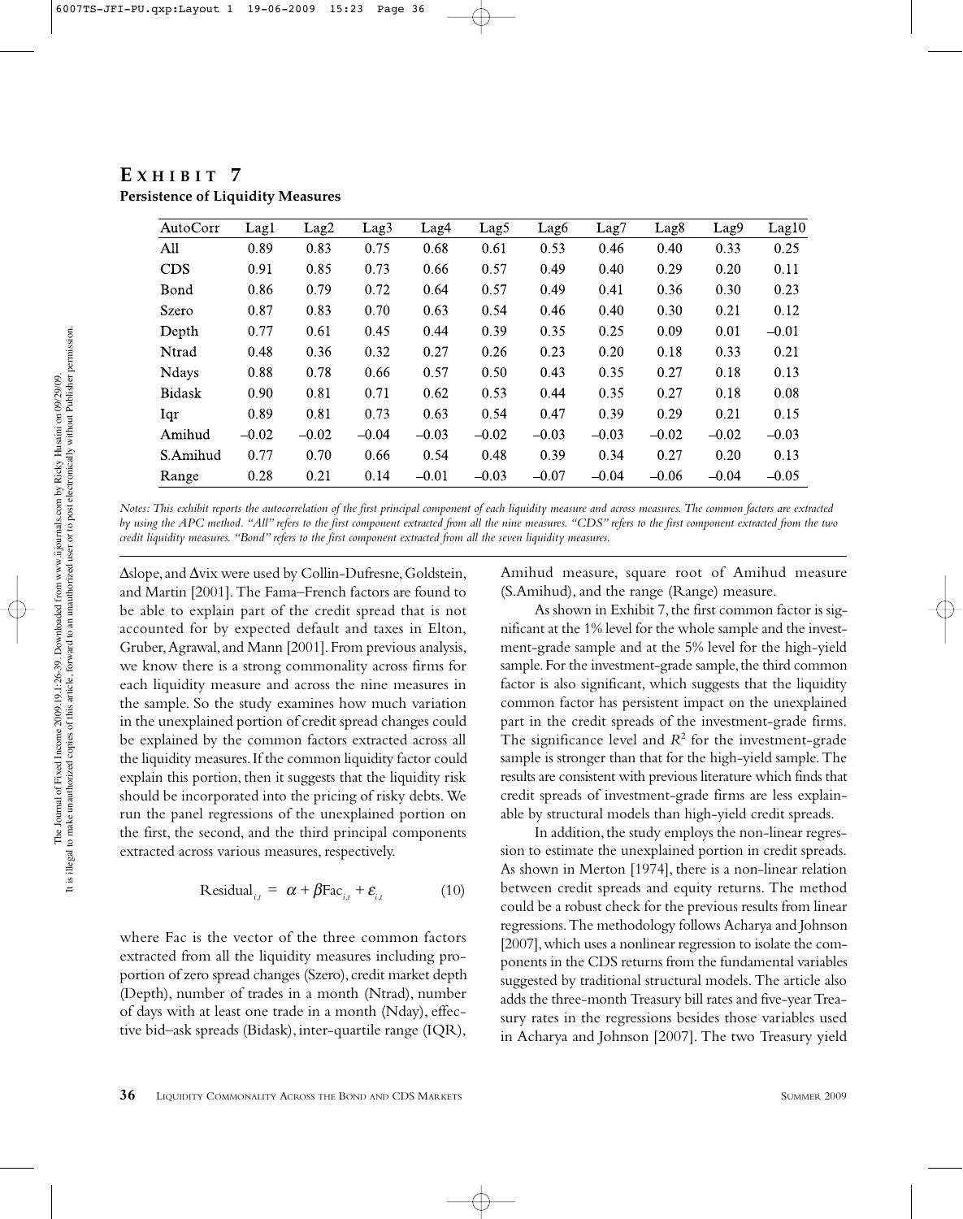## EXHIBIT 7

**Persistence of Liquidity Measures**

| AutoCorr | Lag1 | Lag2 | Lag3 | Lag4 | Lag5 | Lag6 | Lag7 | Lag8 | Lag9 | Lag10 |
|---|---|---|---|---|---|---|---|---|---|---|
| All | 0.89 | 0.83 | 0.75 | 0.68 | 0.61 | 0.53 | 0.46 | 0.40 | 0.33 | 0.25 |
| CDS | 0.91 | 0.85 | 0.73 | 0.66 | 0.57 | 0.49 | 0.40 | 0.29 | 0.20 | 0.11 |
| Bond | 0.86 | 0.79 | 0.72 | 0.64 | 0.57 | 0.49 | 0.41 | 0.36 | 0.30 | 0.23 |
| Szero | 0.87 | 0.83 | 0.70 | 0.63 | 0.54 | 0.46 | 0.40 | 0.30 | 0.21 | 0.12 |
| Depth | 0.77 | 0.61 | 0.45 | 0.44 | 0.39 | 0.35 | 0.25 | 0.09 | 0.01 | –0.01 |
| Ntrad | 0.48 | 0.36 | 0.32 | 0.27 | 0.26 | 0.23 | 0.20 | 0.18 | 0.33 | 0.21 |
| Ndays | 0.88 | 0.78 | 0.66 | 0.57 | 0.50 | 0.43 | 0.35 | 0.27 | 0.18 | 0.13 |
| Bidask | 0.90 | 0.81 | 0.71 | 0.62 | 0.53 | 0.44 | 0.35 | 0.27 | 0.18 | 0.08 |
| Iqr | 0.89 | 0.81 | 0.73 | 0.63 | 0.54 | 0.47 | 0.39 | 0.29 | 0.21 | 0.15 |
| Amihud | –0.02 | –0.02 | –0.04 | –0.03 | –0.02 | –0.03 | –0.03 | –0.02 | –0.02 | –0.03 |
| S.Amihud | 0.77 | 0.70 | 0.66 | 0.54 | 0.48 | 0.39 | 0.34 | 0.27 | 0.20 | 0.13 |
| Range | 0.28 | 0.21 | 0.14 | –0.01 | –0.03 | –0.07 | –0.04 | –0.06 | –0.04 | –0.05 |

*Notes: This exhibit reports the autocorrelation of the first principal component of each liquidity measure and across measures. The common factors are extracted by using the APC method. "All" refers to the first component extracted from all the nine measures. "CDS" refers to the first component extracted from the two credit liquidity measures. "Bond" refers to the first component extracted from all the seven liquidity measures.*

Δslope, and Δvix were used by Collin-Dufresne, Goldstein, and Martin [2001]. The Fama–French factors are found to be able to explain part of the credit spread that is not accounted for by expected default and taxes in Elton, Gruber, Agrawal, and Mann [2001]. From previous analysis, we know there is a strong commonality across firms for each liquidity measure and across the nine measures in the sample. So the study examines how much variation in the unexplained portion of credit spread changes could be explained by the common factors extracted across all the liquidity measures. If the common liquidity factor could explain this portion, then it suggests that the liquidity risk should be incorporated into the pricing of risky debts. We run the panel regressions of the unexplained portion on the first, the second, and the third principal components extracted across various measures, respectively.

$$\text{Residual}_{i,t} = \alpha + \beta \text{Fac}_{i,t} + \varepsilon_{i,t} \tag{10}$$

where Fac is the vector of the three common factors extracted from all the liquidity measures including proportion of zero spread changes (Szero), credit market depth (Depth), number of trades in a month (Ntrad), number of days with at least one trade in a month (Nday), effective bid–ask spreads (Bidask), inter-quartile range (IQR), Amihud measure, square root of Amihud measure (S.Amihud), and the range (Range) measure.

As shown in Exhibit 7, the first common factor is significant at the 1% level for the whole sample and the investment-grade sample and at the 5% level for the high-yield sample. For the investment-grade sample, the third common factor is also significant, which suggests that the liquidity common factor has persistent impact on the unexplained part in the credit spreads of the investment-grade firms. The significance level and $R^2$ for the investment-grade sample is stronger than that for the high-yield sample. The results are consistent with previous literature which finds that credit spreads of investment-grade firms are less explainable by structural models than high-yield credit spreads.

In addition, the study employs the non-linear regression to estimate the unexplained portion in credit spreads. As shown in Merton [1974], there is a non-linear relation between credit spreads and equity returns. The method could be a robust check for the previous results from linear regressions. The methodology follows Acharya and Johnson [2007], which uses a nonlinear regression to isolate the components in the CDS returns from the fundamental variables suggested by traditional structural models. The article also adds the three-month Treasury bill rates and five-year Treasury rates in the regressions besides those variables used in Acharya and Johnson [2007]. The two Treasury yield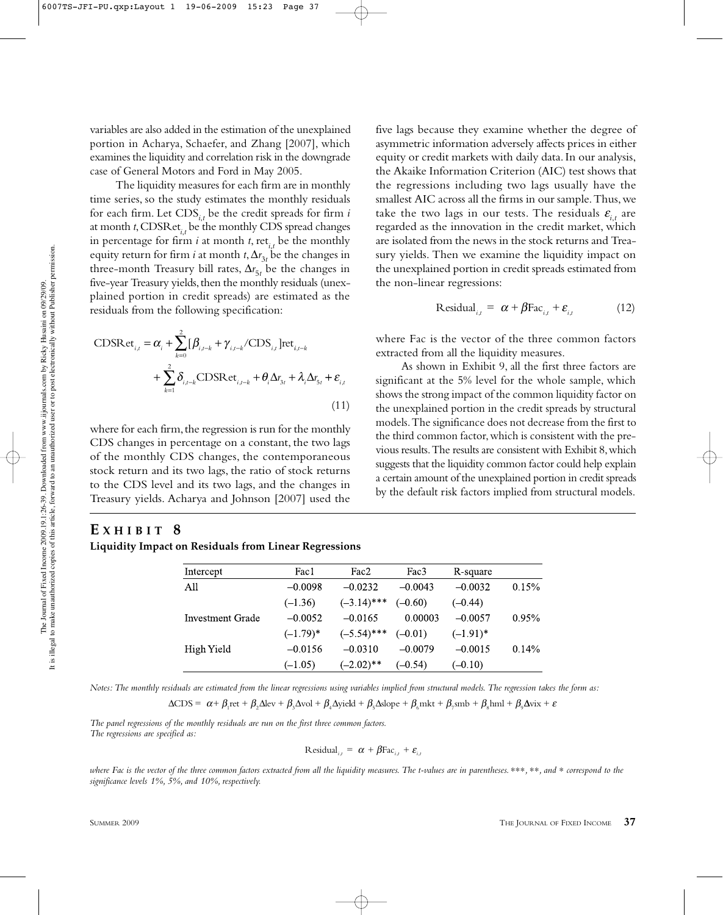variables are also added in the estimation of the unexplained portion in Acharya, Schaefer, and Zhang [2007], which examines the liquidity and correlation risk in the downgrade case of General Motors and Ford in May 2005.

The liquidity measures for each firm are in monthly time series, so the study estimates the monthly residuals for each firm. Let $CDS_{i,t}$ be the credit spreads for firm $i$ at month $t$, $CDSRet_{i,t}$ be the monthly CDS spread changes in percentage for firm $i$ at month $t$, $ret_{i,t}$ be the monthly equity return for firm $i$ at month $t$, $\Delta r_{3t}$ be the changes in three-month Treasury bill rates, $\Delta r_{5t}$ be the changes in five-year Treasury yields, then the monthly residuals (unexplained portion in credit spreads) are estimated as the residuals from the following specification:

$$\text{CDSRet}_{i,t} = \alpha_i + \sum_{k=0}^{2}[\beta_{i,t-k} + \gamma_{i,t-k}/\text{CDS}_{i,t}]\text{ret}_{i,t-k} + \sum_{k=1}^{2}\delta_{i,t-k}\text{CDSRet}_{i,t-k} + \theta_i \Delta r_{3t} + \lambda_i \Delta r_{5t} + \varepsilon_{i,t} \tag{11}$$

where for each firm, the regression is run for the monthly CDS changes in percentage on a constant, the two lags of the monthly CDS changes, the contemporaneous stock return and its two lags, the ratio of stock returns to the CDS level and its two lags, and the changes in Treasury yields. Acharya and Johnson [2007] used the five lags because they examine whether the degree of asymmetric information adversely affects prices in either equity or credit markets with daily data. In our analysis, the Akaike Information Criterion (AIC) test shows that the regressions including two lags usually have the smallest AIC across all the firms in our sample. Thus, we take the two lags in our tests. The residuals $\varepsilon_{i,t}$ are regarded as the innovation in the credit market, which are isolated from the news in the stock returns and Treasury yields. Then we examine the liquidity impact on the unexplained portion in credit spreads estimated from the non-linear regressions:

$$\text{Residual}_{i,t} = \alpha + \beta \text{Fac}_{i,t} + \varepsilon_{i,t} \tag{12}$$

where Fac is the vector of the three common factors extracted from all the liquidity measures.

As shown in Exhibit 9, all the first three factors are significant at the 5% level for the whole sample, which shows the strong impact of the common liquidity factor on the unexplained portion in the credit spreads by structural models. The significance does not decrease from the first to the third common factor, which is consistent with the previous results. The results are consistent with Exhibit 8, which suggests that the liquidity common factor could help explain a certain amount of the unexplained portion in credit spreads by the default risk factors implied from structural models.

## EXHIBIT 8

**Liquidity Impact on Residuals from Linear Regressions**

| Intercept | Fac1 | Fac2 | Fac3 | R-square | |
|---|---|---|---|---|---|
| All | −0.0098 | −0.0232 | −0.0043 | −0.0032 | 0.15% |
| | (−1.36) | (−3.14)*** | (−0.60) | (−0.44) | |
| Investment Grade | −0.0052 | −0.0165 | 0.00003 | −0.0057 | 0.95% |
| | (−1.79)* | (−5.54)*** | (−0.01) | (−1.91)* | |
| High Yield | −0.0156 | −0.0310 | −0.0079 | −0.0015 | 0.14% |
| | (−1.05) | (−2.02)** | (−0.54) | (−0.10) | |

*Notes: The monthly residuals are estimated from the linear regressions using variables implied from structural models. The regression takes the form as:*

$$\Delta \text{CDS} = \alpha + \beta_1 \text{ret} + \beta_2 \Delta \text{lev} + \beta_3 \Delta \text{vol} + \beta_4 \Delta \text{yield} + \beta_5 \Delta \text{slope} + \beta_6 \text{mkt} + \beta_7 \text{smb} + \beta_8 \text{hml} + \beta_9 \Delta \text{vix} + \varepsilon$$

*The panel regressions of the monthly residuals are run on the first three common factors.*
*The regressions are specified as:*

$$\text{Residual}_{i,t} = \alpha + \beta \text{Fac}_{i,t} + \varepsilon_{i,t}$$

*where Fac is the vector of the three common factors extracted from all the liquidity measures. The t-values are in parentheses. ***, **, and * correspond to the significance levels 1%, 5%, and 10%, respectively.*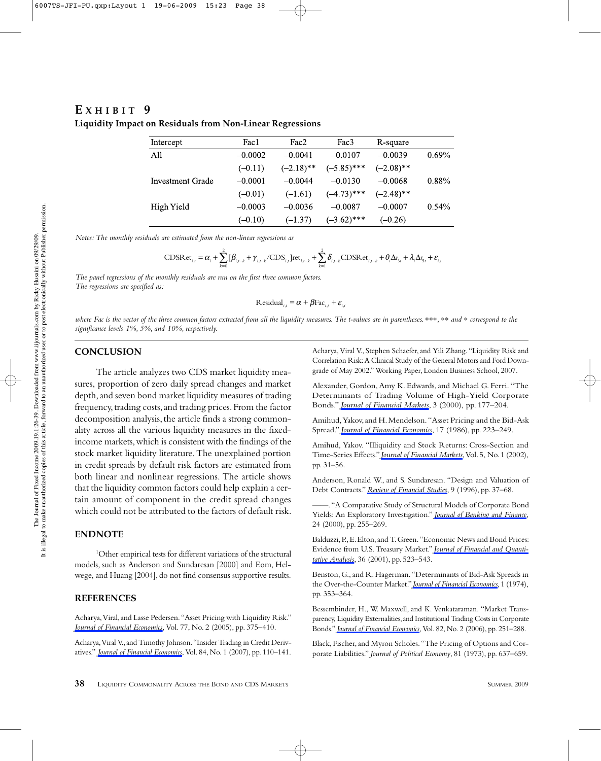## EXHIBIT 9

**Liquidity Impact on Residuals from Non-Linear Regressions**

| Intercept | Fac1 | Fac2 | Fac3 | R-square | |
|---|---|---|---|---|---|
| All | −0.0002 | −0.0041 | −0.0107 | −0.0039 | 0.69% |
| | (−0.11) | (−2.18)** | (−5.85)*** | (−2.08)** | |
| Investment Grade | −0.0001 | −0.0044 | −0.0130 | −0.0068 | 0.88% |
| | (−0.01) | (−1.61) | (−4.73)*** | (−2.48)** | |
| High Yield | −0.0003 | −0.0036 | −0.0087 | −0.0007 | 0.54% |
| | (−0.10) | (−1.37) | (−3.62)*** | (−0.26) | |

*Notes: The monthly residuals are estimated from the non-linear regressions as*

$$\text{CDSRet}_{i,t} = \alpha_i + \sum_{k=0}^{2}[\beta_{i,t-k} + \gamma_{i,t-k}/\text{CDS}_{i,t}]\text{ret}_{i,t-k} + \sum_{k=1}^{2}\delta_{i,t-k}\text{CDSRet}_{i,t-k} + \theta_i \Delta r_{3t} + \lambda_i \Delta r_{5t} + \varepsilon_{i,t}$$

*The panel regressions of the monthly residuals are run on the first three common factors.*
*The regressions are specified as:*

$$\text{Residual}_{i,t} = \alpha + \beta \text{Fac}_{i,t} + \varepsilon_{i,t}$$

*where Fac is the vector of the three common factors extracted from all the liquidity measures. The t-values are in parentheses. \*\*\*, \*\* and \* correspond to the significance levels 1%, 5%, and 10%, respectively.*

## CONCLUSION

The article analyzes two CDS market liquidity measures, proportion of zero daily spread changes and market depth, and seven bond market liquidity measures of trading frequency, trading costs, and trading prices. From the factor decomposition analysis, the article finds a strong commonality across all the various liquidity measures in the fixed-income markets, which is consistent with the findings of the stock market liquidity literature. The unexplained portion in credit spreads by default risk factors are estimated from both linear and nonlinear regressions. The article shows that the liquidity common factors could help explain a certain amount of component in the credit spread changes which could not be attributed to the factors of default risk.

## ENDNOTE

[1]Other empirical tests for different variations of the structural models, such as Anderson and Sundaresan [2000] and Eom, Helwege, and Huang [2004], do not find consensus supportive results.

## REFERENCES

Acharya, Viral, and Lasse Pedersen. "Asset Pricing with Liquidity Risk." *Journal of Financial Economics*, Vol. 77, No. 2 (2005), pp. 375–410.

Acharya, Viral V., and Timothy Johnson. "Insider Trading in Credit Derivatives." *Journal of Financial Economics*, Vol. 84, No. 1 (2007), pp. 110–141.

Acharya, Viral V., Stephen Schaefer, and Yili Zhang. "Liquidity Risk and Correlation Risk: A Clinical Study of the General Motors and Ford Downgrade of May 2002." Working Paper, London Business School, 2007.

Alexander, Gordon, Amy K. Edwards, and Michael G. Ferri. "The Determinants of Trading Volume of High-Yield Corporate Bonds." *Journal of Financial Markets*, 3 (2000), pp. 177–204.

Amihud, Yakov, and H. Mendelson. "Asset Pricing and the Bid-Ask Spread." *Journal of Financial Economics*, 17 (1986), pp. 223–249.

Amihud, Yakov. "Illiquidity and Stock Returns: Cross-Section and Time-Series Effects." *Journal of Financial Markets*, Vol. 5, No. 1 (2002), pp. 31–56.

Anderson, Ronald W., and S. Sundaresan. "Design and Valuation of Debt Contracts." *Review of Financial Studies*, 9 (1996), pp. 37–68.

——. "A Comparative Study of Structural Models of Corporate Bond Yields: An Exploratory Investigation." *Journal of Banking and Finance*, 24 (2000), pp. 255–269.

Balduzzi, P., E. Elton, and T. Green. "Economic News and Bond Prices: Evidence from U.S. Treasury Market." *Journal of Financial and Quantitative Analysis*, 36 (2001), pp. 523–543.

Benston, G., and R. Hagerman. "Determinants of Bid-Ask Spreads in the Over-the-Counter Market." *Journal of Financial Economics*, 1 (1974), pp. 353–364.

Bessembinder, H., W. Maxwell, and K. Venkataraman. "Market Transparency, Liquidity Externalities, and Institutional Trading Costs in Corporate Bonds." *Journal of Financial Economics*, Vol. 82, No. 2 (2006), pp. 251–288.

Black, Fischer, and Myron Scholes. "The Pricing of Options and Corporate Liabilities." *Journal of Political Economy*, 81 (1973), pp. 637–659.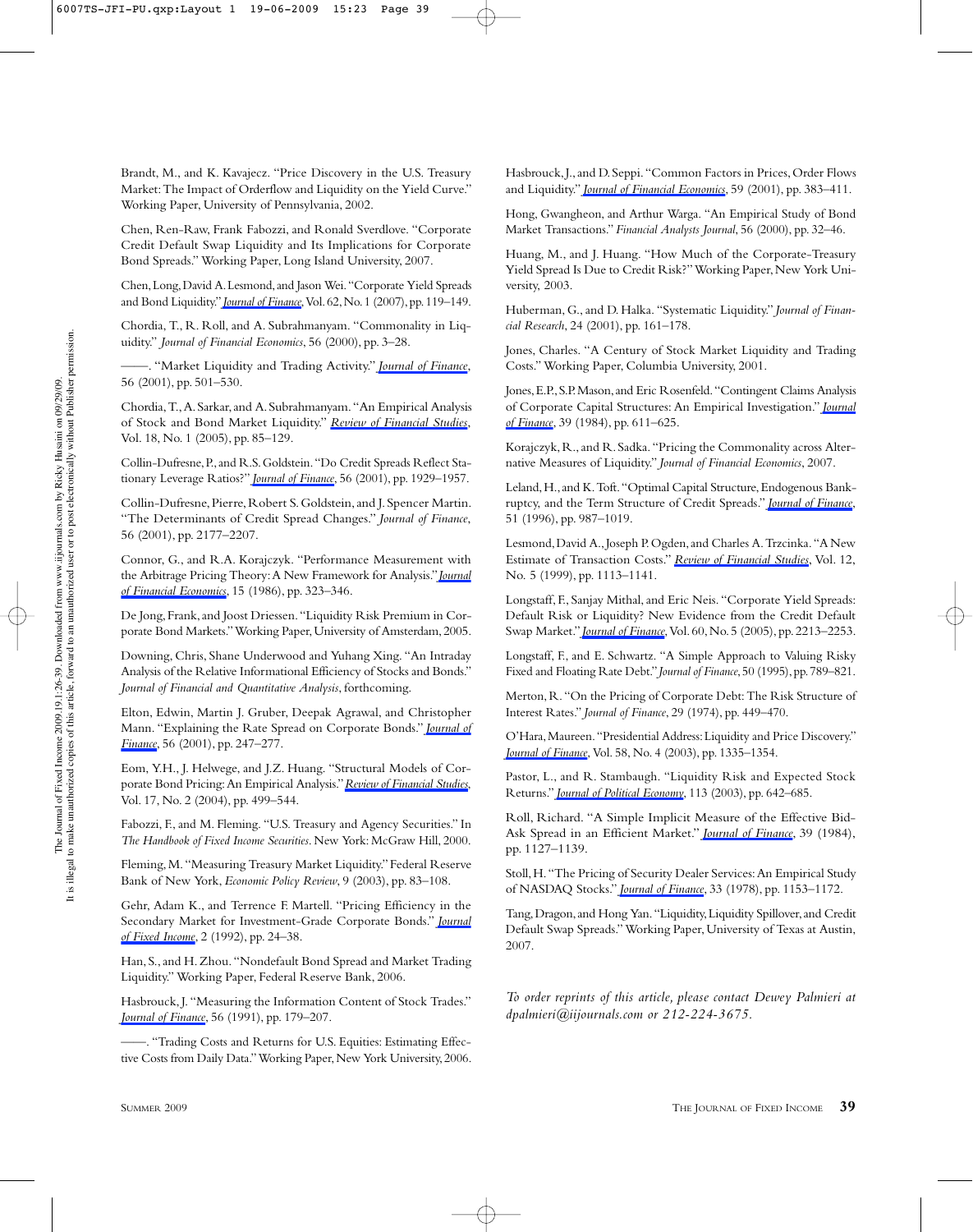Brandt, M., and K. Kavajecz. "Price Discovery in the U.S. Treasury Market: The Impact of Orderflow and Liquidity on the Yield Curve." Working Paper, University of Pennsylvania, 2002.

Chen, Ren-Raw, Frank Fabozzi, and Ronald Sverdlove. "Corporate Credit Default Swap Liquidity and Its Implications for Corporate Bond Spreads." Working Paper, Long Island University, 2007.

Chen, Long, David A. Lesmond, and Jason Wei. "Corporate Yield Spreads and Bond Liquidity." *Journal of Finance*, Vol. 62, No. 1 (2007), pp. 119–149.

Chordia, T., R. Roll, and A. Subrahmanyam. "Commonality in Liquidity." *Journal of Financial Economics*, 56 (2000), pp. 3–28.

——. "Market Liquidity and Trading Activity." *Journal of Finance*, 56 (2001), pp. 501–530.

Chordia, T., A. Sarkar, and A. Subrahmanyam. "An Empirical Analysis of Stock and Bond Market Liquidity." *Review of Financial Studies*, Vol. 18, No. 1 (2005), pp. 85–129.

Collin-Dufresne, P., and R.S. Goldstein. "Do Credit Spreads Reflect Stationary Leverage Ratios?" *Journal of Finance*, 56 (2001), pp. 1929–1957.

Collin-Dufresne, Pierre, Robert S. Goldstein, and J. Spencer Martin. "The Determinants of Credit Spread Changes." *Journal of Finance*, 56 (2001), pp. 2177–2207.

Connor, G., and R.A. Korajczyk. "Performance Measurement with the Arbitrage Pricing Theory: A New Framework for Analysis." *Journal of Financial Economics*, 15 (1986), pp. 323–346.

De Jong, Frank, and Joost Driessen. "Liquidity Risk Premium in Corporate Bond Markets." Working Paper, University of Amsterdam, 2005.

Downing, Chris, Shane Underwood and Yuhang Xing. "An Intraday Analysis of the Relative Informational Efficiency of Stocks and Bonds." *Journal of Financial and Quantitative Analysis*, forthcoming.

Elton, Edwin, Martin J. Gruber, Deepak Agrawal, and Christopher Mann. "Explaining the Rate Spread on Corporate Bonds." *Journal of Finance*, 56 (2001), pp. 247–277.

Eom, Y.H., J. Helwege, and J.Z. Huang. "Structural Models of Corporate Bond Pricing: An Empirical Analysis." *Review of Financial Studies*, Vol. 17, No. 2 (2004), pp. 499–544.

Fabozzi, F., and M. Fleming. "U.S. Treasury and Agency Securities." In *The Handbook of Fixed Income Securities*. New York: McGraw Hill, 2000.

Fleming, M. "Measuring Treasury Market Liquidity." Federal Reserve Bank of New York, *Economic Policy Review*, 9 (2003), pp. 83–108.

Gehr, Adam K., and Terrence F. Martell. "Pricing Efficiency in the Secondary Market for Investment-Grade Corporate Bonds." *Journal of Fixed Income*, 2 (1992), pp. 24–38.

Han, S., and H. Zhou. "Nondefault Bond Spread and Market Trading Liquidity." Working Paper, Federal Reserve Bank, 2006.

Hasbrouck, J. "Measuring the Information Content of Stock Trades." *Journal of Finance*, 56 (1991), pp. 179–207.

——. "Trading Costs and Returns for U.S. Equities: Estimating Effective Costs from Daily Data." Working Paper, New York University, 2006.

Hasbrouck, J., and D. Seppi. "Common Factors in Prices, Order Flows and Liquidity." *Journal of Financial Economics*, 59 (2001), pp. 383–411.

Hong, Gwangheon, and Arthur Warga. "An Empirical Study of Bond Market Transactions." *Financial Analysts Journal*, 56 (2000), pp. 32–46.

Huang, M., and J. Huang. "How Much of the Corporate-Treasury Yield Spread Is Due to Credit Risk?" Working Paper, New York University, 2003.

Huberman, G., and D. Halka. "Systematic Liquidity." *Journal of Financial Research*, 24 (2001), pp. 161–178.

Jones, Charles. "A Century of Stock Market Liquidity and Trading Costs." Working Paper, Columbia University, 2001.

Jones, E.P., S.P. Mason, and Eric Rosenfeld. "Contingent Claims Analysis of Corporate Capital Structures: An Empirical Investigation." *Journal of Finance*, 39 (1984), pp. 611–625.

Korajczyk, R., and R. Sadka. "Pricing the Commonality across Alternative Measures of Liquidity." *Journal of Financial Economics*, 2007.

Leland, H., and K. Toft. "Optimal Capital Structure, Endogenous Bankruptcy, and the Term Structure of Credit Spreads." *Journal of Finance*, 51 (1996), pp. 987–1019.

Lesmond, David A., Joseph P. Ogden, and Charles A. Trzcinka. "A New Estimate of Transaction Costs." *Review of Financial Studies*, Vol. 12, No. 5 (1999), pp. 1113–1141.

Longstaff, F., Sanjay Mithal, and Eric Neis. "Corporate Yield Spreads: Default Risk or Liquidity? New Evidence from the Credit Default Swap Market." *Journal of Finance*, Vol. 60, No. 5 (2005), pp. 2213–2253.

Longstaff, F., and E. Schwartz. "A Simple Approach to Valuing Risky Fixed and Floating Rate Debt." *Journal of Finance*, 50 (1995), pp. 789–821.

Merton, R. "On the Pricing of Corporate Debt: The Risk Structure of Interest Rates." *Journal of Finance*, 29 (1974), pp. 449–470.

O'Hara, Maureen. "Presidential Address: Liquidity and Price Discovery." *Journal of Finance*, Vol. 58, No. 4 (2003), pp. 1335–1354.

Pastor, L., and R. Stambaugh. "Liquidity Risk and Expected Stock Returns." *Journal of Political Economy*, 113 (2003), pp. 642–685.

Roll, Richard. "A Simple Implicit Measure of the Effective Bid-Ask Spread in an Efficient Market." *Journal of Finance*, 39 (1984), pp. 1127–1139.

Stoll, H. "The Pricing of Security Dealer Services: An Empirical Study of NASDAQ Stocks." *Journal of Finance*, 33 (1978), pp. 1153–1172.

Tang, Dragon, and Hong Yan. "Liquidity, Liquidity Spillover, and Credit Default Swap Spreads." Working Paper, University of Texas at Austin, 2007.

*To order reprints of this article, please contact Dewey Palmieri at dpalmieri@iijournals.com or 212-224-3675.*